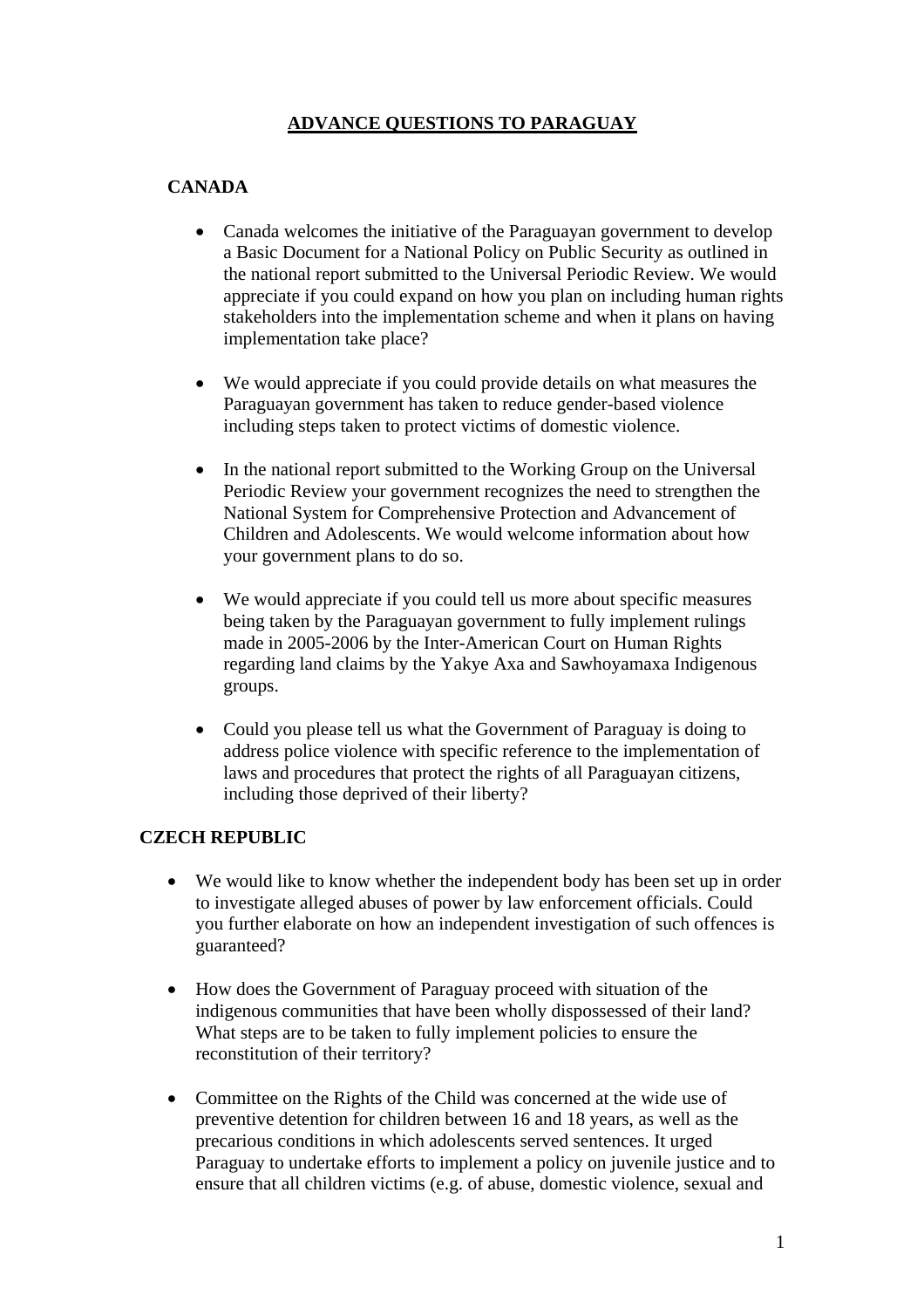# ADVANCE QUESTIONS TO PARAGUAY

## CANADA

- Canada welcomes the initiative of the Paraguayan government to develop a Basic Document for a National Policy on Public Security as outlined in the national report submitted to the Universal Periodic Review. We would appreciate if you could expand on how you plan on including human rights stakeholders into the implementation scheme and when it plans on having implementation take place?

- We would appreciate if you could provide details on what measures the Paraguayan government has taken to reduce gender-based violence including steps taken to protect victims of domestic violence.

- In the national report submitted to the Working Group on the Universal Periodic Review your government recognizes the need to strengthen the National System for Comprehensive Protection and Advancement of Children and Adolescents. We would welcome information about how your government plans to do so.

- We would appreciate if you could tell us more about specific measures being taken by the Paraguayan government to fully implement rulings made in 2005-2006 by the Inter-American Court on Human Rights regarding land claims by the Yakye Axa and Sawhoyamaxa Indigenous groups.

- Could you please tell us what the Government of Paraguay is doing to address police violence with specific reference to the implementation of laws and procedures that protect the rights of all Paraguayan citizens, including those deprived of their liberty?

## CZECH REPUBLIC

- We would like to know whether the independent body has been set up in order to investigate alleged abuses of power by law enforcement officials. Could you further elaborate on how an independent investigation of such offences is guaranteed?

- How does the Government of Paraguay proceed with situation of the indigenous communities that have been wholly dispossessed of their land? What steps are to be taken to fully implement policies to ensure the reconstitution of their territory?

- Committee on the Rights of the Child was concerned at the wide use of preventive detention for children between 16 and 18 years, as well as the precarious conditions in which adolescents served sentences. It urged Paraguay to undertake efforts to implement a policy on juvenile justice and to ensure that all children victims (e.g. of abuse, domestic violence, sexual and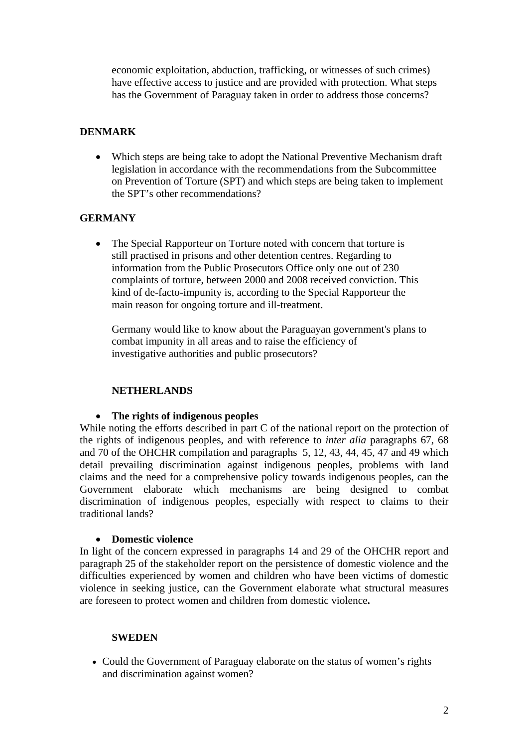economic exploitation, abduction, trafficking, or witnesses of such crimes) have effective access to justice and are provided with protection. What steps has the Government of Paraguay taken in order to address those concerns?

**DENMARK**

- Which steps are being take to adopt the National Preventive Mechanism draft legislation in accordance with the recommendations from the Subcommittee on Prevention of Torture (SPT) and which steps are being taken to implement the SPT's other recommendations?

**GERMANY**

- The Special Rapporteur on Torture noted with concern that torture is still practised in prisons and other detention centres. Regarding to information from the Public Prosecutors Office only one out of 230 complaints of torture, between 2000 and 2008 received conviction. This kind of de-facto-impunity is, according to the Special Rapporteur the main reason for ongoing torture and ill-treatment.

  Germany would like to know about the Paraguayan government's plans to combat impunity in all areas and to raise the efficiency of investigative authorities and public prosecutors?

**NETHERLANDS**

- **The rights of indigenous peoples**

While noting the efforts described in part C of the national report on the protection of the rights of indigenous peoples, and with reference to *inter alia* paragraphs 67, 68 and 70 of the OHCHR compilation and paragraphs 5, 12, 43, 44, 45, 47 and 49 which detail prevailing discrimination against indigenous peoples, problems with land claims and the need for a comprehensive policy towards indigenous peoples, can the Government elaborate which mechanisms are being designed to combat discrimination of indigenous peoples, especially with respect to claims to their traditional lands?

- **Domestic violence**

In light of the concern expressed in paragraphs 14 and 29 of the OHCHR report and paragraph 25 of the stakeholder report on the persistence of domestic violence and the difficulties experienced by women and children who have been victims of domestic violence in seeking justice, can the Government elaborate what structural measures are foreseen to protect women and children from domestic violence**.**

**SWEDEN**

- Could the Government of Paraguay elaborate on the status of women's rights and discrimination against women?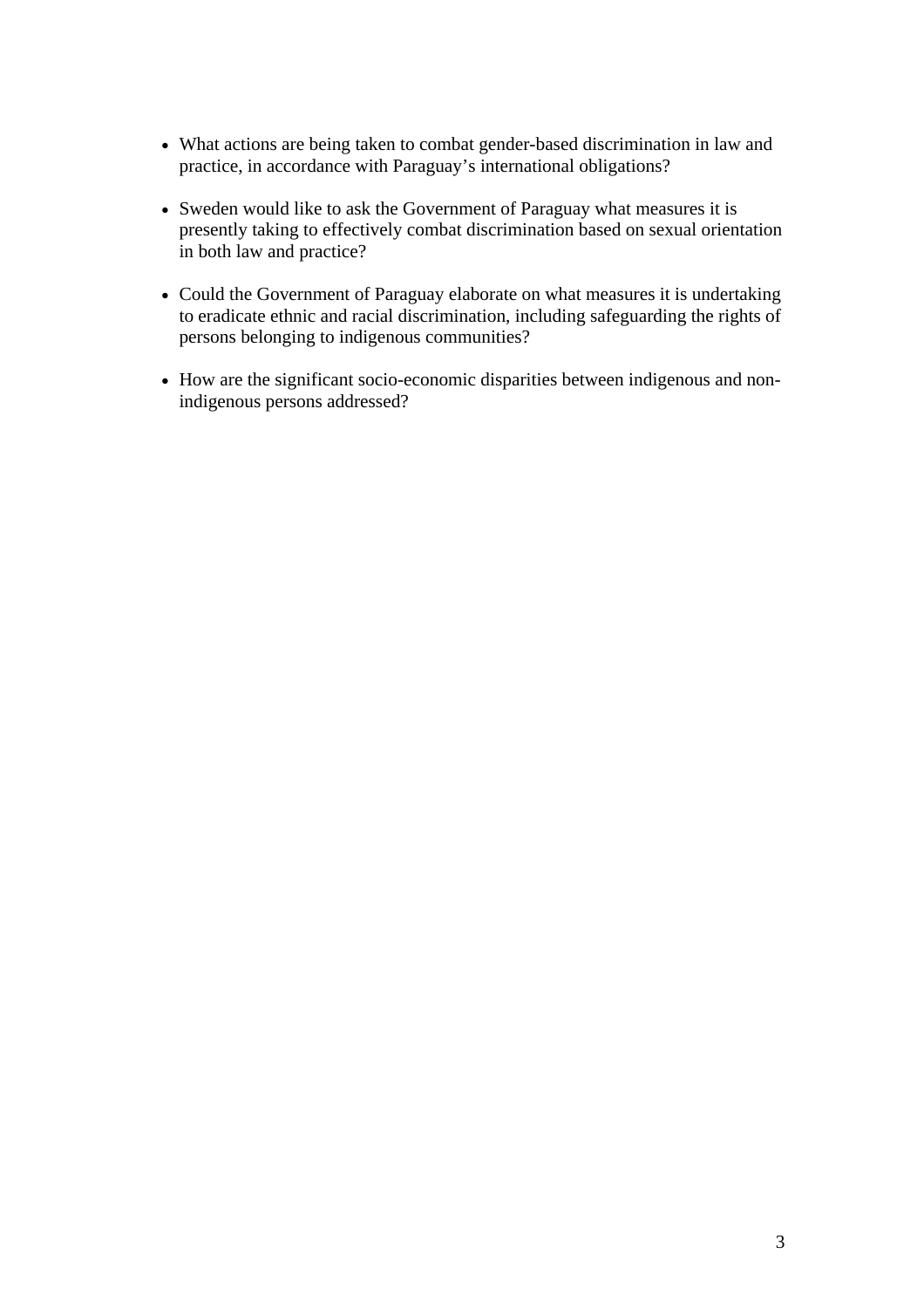- What actions are being taken to combat gender-based discrimination in law and practice, in accordance with Paraguay's international obligations?

- Sweden would like to ask the Government of Paraguay what measures it is presently taking to effectively combat discrimination based on sexual orientation in both law and practice?

- Could the Government of Paraguay elaborate on what measures it is undertaking to eradicate ethnic and racial discrimination, including safeguarding the rights of persons belonging to indigenous communities?

- How are the significant socio-economic disparities between indigenous and non-indigenous persons addressed?